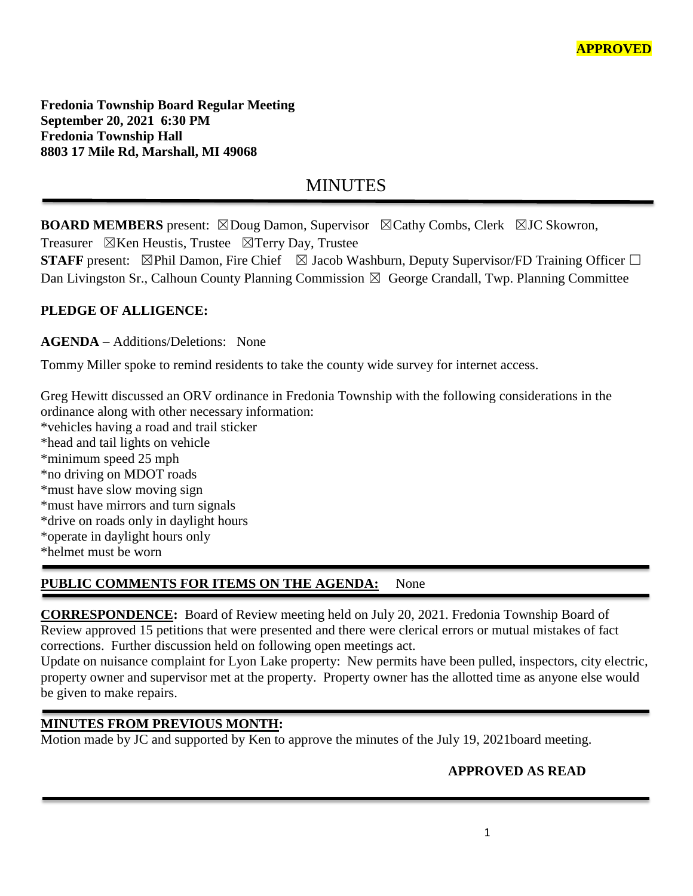**APPROVED**

**Fredonia Township Board Regular Meeting**
**September 20, 2021 6:30 PM**
**Fredonia Township Hall**
**8803 17 Mile Rd, Marshall, MI 49068**

# MINUTES

**BOARD MEMBERS** present: ☒Doug Damon, Supervisor ☒Cathy Combs, Clerk ☒JC Skowron, Treasurer ☒Ken Heustis, Trustee ☒Terry Day, Trustee
**STAFF** present: ☒Phil Damon, Fire Chief ☒ Jacob Washburn, Deputy Supervisor/FD Training Officer ☐ Dan Livingston Sr., Calhoun County Planning Commission ☒ George Crandall, Twp. Planning Committee

**PLEDGE OF ALLIGENCE:**

**AGENDA** – Additions/Deletions: None

Tommy Miller spoke to remind residents to take the county wide survey for internet access.

Greg Hewitt discussed an ORV ordinance in Fredonia Township with the following considerations in the ordinance along with other necessary information:
*vehicles having a road and trail sticker
*head and tail lights on vehicle
*minimum speed 25 mph
*no driving on MDOT roads
*must have slow moving sign
*must have mirrors and turn signals
*drive on roads only in daylight hours
*operate in daylight hours only
*helmet must be worn

**PUBLIC COMMENTS FOR ITEMS ON THE AGENDA:** None

**CORRESPONDENCE:** Board of Review meeting held on July 20, 2021. Fredonia Township Board of Review approved 15 petitions that were presented and there were clerical errors or mutual mistakes of fact corrections. Further discussion held on following open meetings act.
Update on nuisance complaint for Lyon Lake property: New permits have been pulled, inspectors, city electric, property owner and supervisor met at the property. Property owner has the allotted time as anyone else would be given to make repairs.

**MINUTES FROM PREVIOUS MONTH:**
Motion made by JC and supported by Ken to approve the minutes of the July 19, 2021board meeting.

**APPROVED AS READ**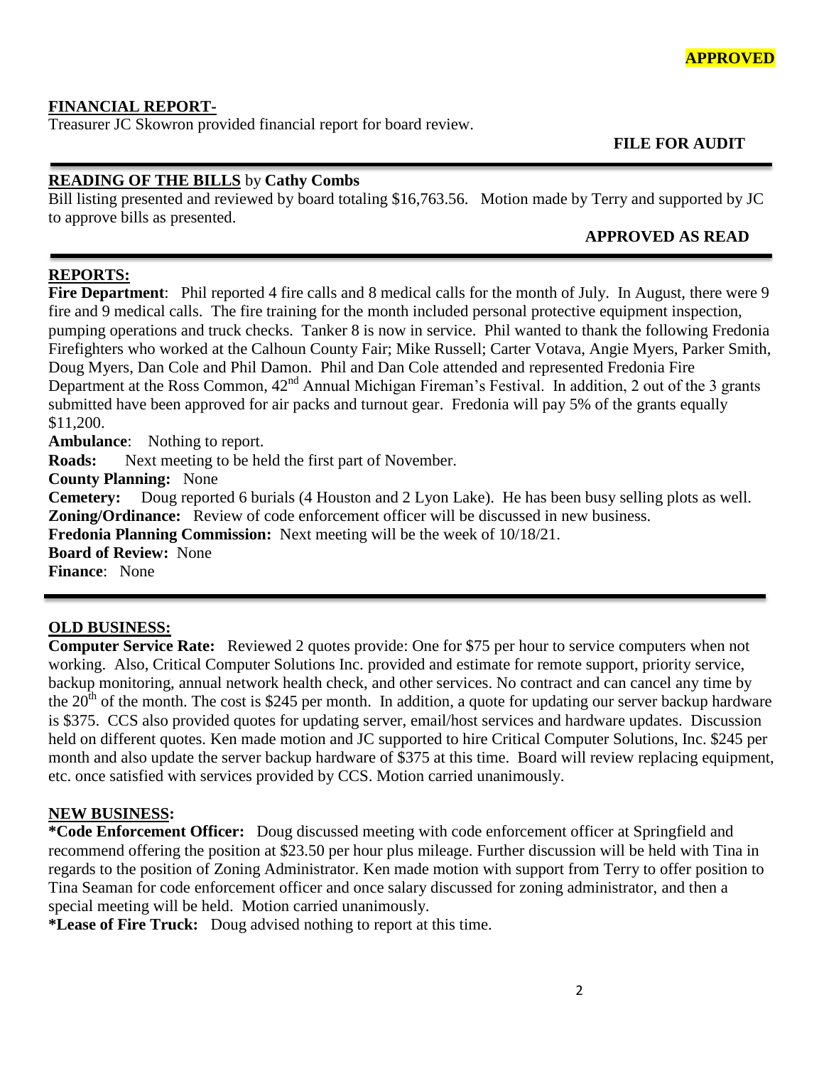**APPROVED**

## FINANCIAL REPORT-

Treasurer JC Skowron provided financial report for board review.

**FILE FOR AUDIT**

---

## READING OF THE BILLS by Cathy Combs

Bill listing presented and reviewed by board totaling $16,763.56. Motion made by Terry and supported by JC to approve bills as presented.

**APPROVED AS READ**

---

## REPORTS:

**Fire Department**: Phil reported 4 fire calls and 8 medical calls for the month of July. In August, there were 9 fire and 9 medical calls. The fire training for the month included personal protective equipment inspection, pumping operations and truck checks. Tanker 8 is now in service. Phil wanted to thank the following Fredonia Firefighters who worked at the Calhoun County Fair; Mike Russell; Carter Votava, Angie Myers, Parker Smith, Doug Myers, Dan Cole and Phil Damon. Phil and Dan Cole attended and represented Fredonia Fire Department at the Ross Common, 42nd Annual Michigan Fireman's Festival. In addition, 2 out of the 3 grants submitted have been approved for air packs and turnout gear. Fredonia will pay 5% of the grants equally $11,200.

**Ambulance**: Nothing to report.

**Roads:** Next meeting to be held the first part of November.

**County Planning:** None

**Cemetery:** Doug reported 6 burials (4 Houston and 2 Lyon Lake). He has been busy selling plots as well.

**Zoning/Ordinance:** Review of code enforcement officer will be discussed in new business.

**Fredonia Planning Commission:** Next meeting will be the week of 10/18/21.

**Board of Review:** None

**Finance**: None

---

## OLD BUSINESS:

**Computer Service Rate:** Reviewed 2 quotes provide: One for $75 per hour to service computers when not working. Also, Critical Computer Solutions Inc. provided and estimate for remote support, priority service, backup monitoring, annual network health check, and other services. No contract and can cancel any time by the 20th of the month. The cost is $245 per month. In addition, a quote for updating our server backup hardware is $375. CCS also provided quotes for updating server, email/host services and hardware updates. Discussion held on different quotes. Ken made motion and JC supported to hire Critical Computer Solutions, Inc. $245 per month and also update the server backup hardware of $375 at this time. Board will review replacing equipment, etc. once satisfied with services provided by CCS. Motion carried unanimously.

## NEW BUSINESS:

**\*Code Enforcement Officer:** Doug discussed meeting with code enforcement officer at Springfield and recommend offering the position at $23.50 per hour plus mileage. Further discussion will be held with Tina in regards to the position of Zoning Administrator. Ken made motion with support from Terry to offer position to Tina Seaman for code enforcement officer and once salary discussed for zoning administrator, and then a special meeting will be held. Motion carried unanimously.

**\*Lease of Fire Truck:** Doug advised nothing to report at this time.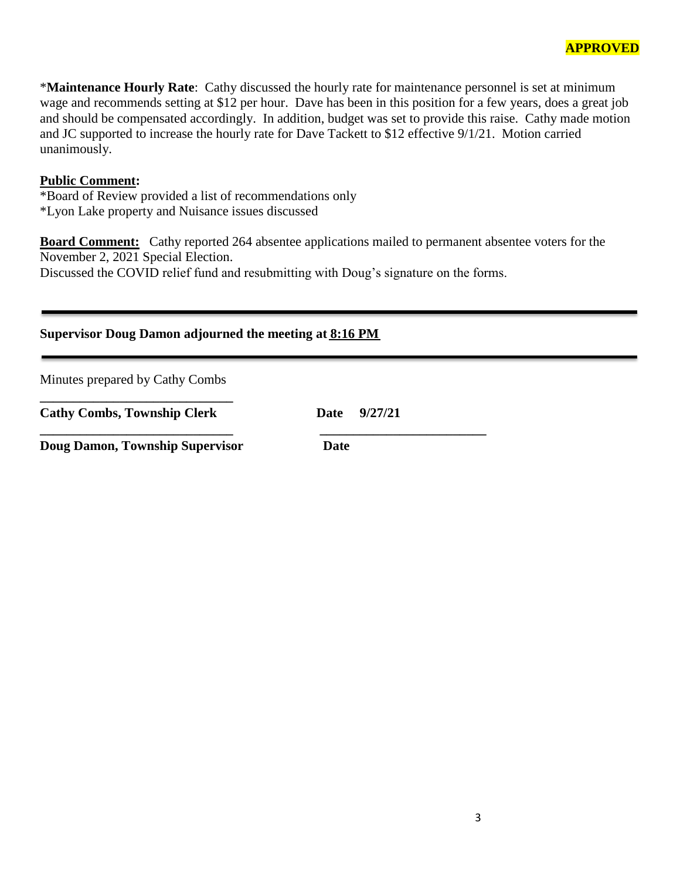**APPROVED**

\***Maintenance Hourly Rate**: Cathy discussed the hourly rate for maintenance personnel is set at minimum wage and recommends setting at $12 per hour. Dave has been in this position for a few years, does a great job and should be compensated accordingly. In addition, budget was set to provide this raise. Cathy made motion and JC supported to increase the hourly rate for Dave Tackett to $12 effective 9/1/21. Motion carried unanimously.

**Public Comment:**

*Board of Review provided a list of recommendations only

*Lyon Lake property and Nuisance issues discussed

**Board Comment:** Cathy reported 264 absentee applications mailed to permanent absentee voters for the November 2, 2021 Special Election.

Discussed the COVID relief fund and resubmitting with Doug's signature on the forms.

---

**Supervisor Doug Damon adjourned the meeting at 8:16 PM**

---

Minutes prepared by Cathy Combs

______________________________

**Cathy Combs, Township Clerk** **Date 9/27/21**

______________________________ ______________________________

**Doug Damon, Township Supervisor** **Date**